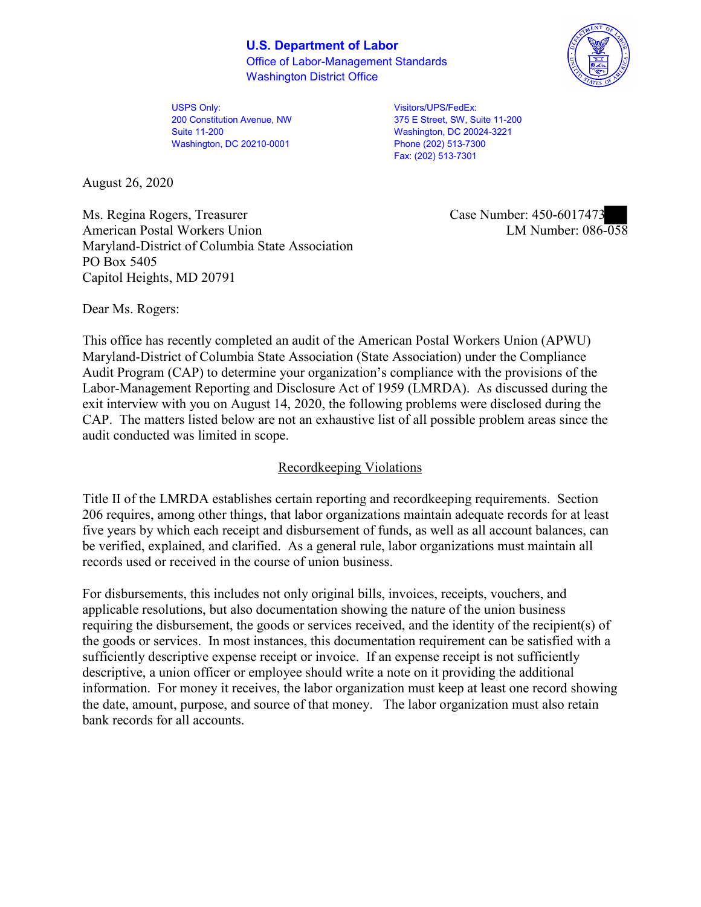**U.S. Department of Labor**
Office of Labor-Management Standards
Washington District Office

USPS Only:
200 Constitution Avenue, NW
Suite 11-200
Washington, DC 20210-0001

Visitors/UPS/FedEx:
375 E Street, SW, Suite 11-200
Washington, DC 20024-3221
Phone (202) 513-7300
Fax: (202) 513-7301

August 26, 2020

Ms. Regina Rogers, Treasurer
American Postal Workers Union
Maryland-District of Columbia State Association
PO Box 5405
Capitol Heights, MD 20791

Case Number: 450-6017473
LM Number: 086-058

Dear Ms. Rogers:

This office has recently completed an audit of the American Postal Workers Union (APWU) Maryland-District of Columbia State Association (State Association) under the Compliance Audit Program (CAP) to determine your organization's compliance with the provisions of the Labor-Management Reporting and Disclosure Act of 1959 (LMRDA). As discussed during the exit interview with you on August 14, 2020, the following problems were disclosed during the CAP. The matters listed below are not an exhaustive list of all possible problem areas since the audit conducted was limited in scope.

## Recordkeeping Violations

Title II of the LMRDA establishes certain reporting and recordkeeping requirements. Section 206 requires, among other things, that labor organizations maintain adequate records for at least five years by which each receipt and disbursement of funds, as well as all account balances, can be verified, explained, and clarified. As a general rule, labor organizations must maintain all records used or received in the course of union business.

For disbursements, this includes not only original bills, invoices, receipts, vouchers, and applicable resolutions, but also documentation showing the nature of the union business requiring the disbursement, the goods or services received, and the identity of the recipient(s) of the goods or services. In most instances, this documentation requirement can be satisfied with a sufficiently descriptive expense receipt or invoice. If an expense receipt is not sufficiently descriptive, a union officer or employee should write a note on it providing the additional information. For money it receives, the labor organization must keep at least one record showing the date, amount, purpose, and source of that money. The labor organization must also retain bank records for all accounts.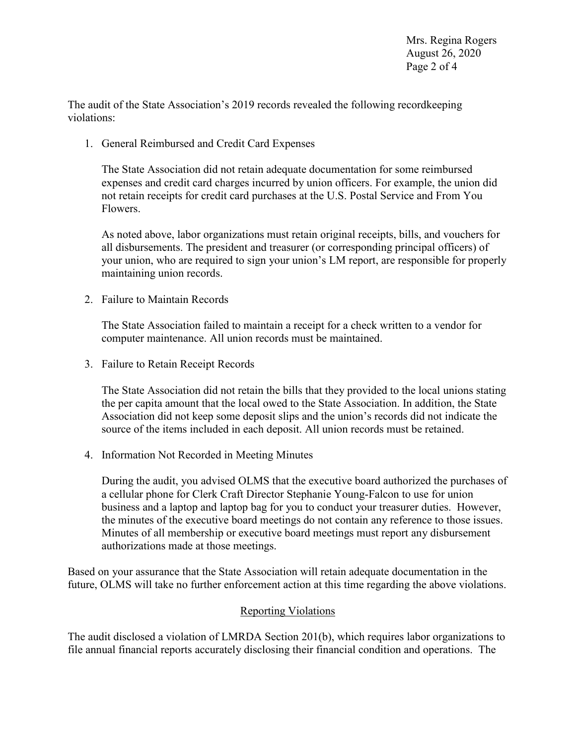The audit of the State Association's 2019 records revealed the following recordkeeping violations:

1. General Reimbursed and Credit Card Expenses

   The State Association did not retain adequate documentation for some reimbursed expenses and credit card charges incurred by union officers. For example, the union did not retain receipts for credit card purchases at the U.S. Postal Service and From You Flowers.

   As noted above, labor organizations must retain original receipts, bills, and vouchers for all disbursements. The president and treasurer (or corresponding principal officers) of your union, who are required to sign your union's LM report, are responsible for properly maintaining union records.

2. Failure to Maintain Records

   The State Association failed to maintain a receipt for a check written to a vendor for computer maintenance. All union records must be maintained.

3. Failure to Retain Receipt Records

   The State Association did not retain the bills that they provided to the local unions stating the per capita amount that the local owed to the State Association. In addition, the State Association did not keep some deposit slips and the union's records did not indicate the source of the items included in each deposit. All union records must be retained.

4. Information Not Recorded in Meeting Minutes

   During the audit, you advised OLMS that the executive board authorized the purchases of a cellular phone for Clerk Craft Director Stephanie Young-Falcon to use for union business and a laptop and laptop bag for you to conduct your treasurer duties. However, the minutes of the executive board meetings do not contain any reference to those issues. Minutes of all membership or executive board meetings must report any disbursement authorizations made at those meetings.

Based on your assurance that the State Association will retain adequate documentation in the future, OLMS will take no further enforcement action at this time regarding the above violations.

## Reporting Violations

The audit disclosed a violation of LMRDA Section 201(b), which requires labor organizations to file annual financial reports accurately disclosing their financial condition and operations. The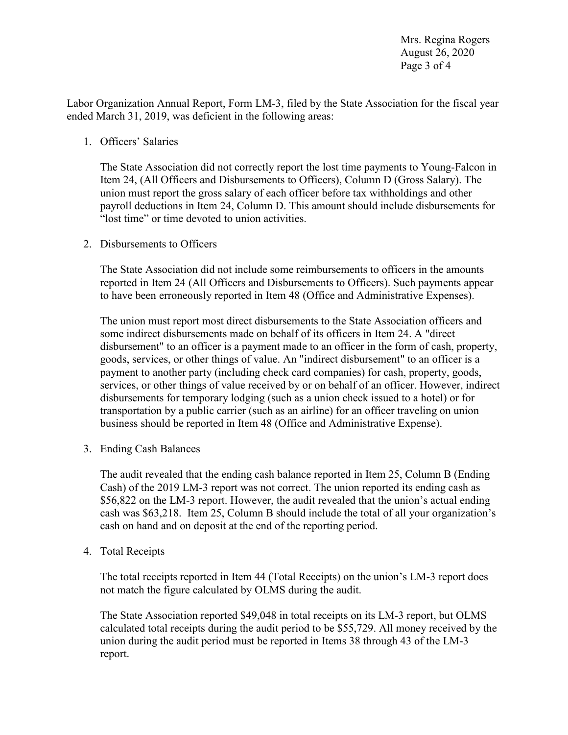Labor Organization Annual Report, Form LM-3, filed by the State Association for the fiscal year ended March 31, 2019, was deficient in the following areas:

1. Officers' Salaries

   The State Association did not correctly report the lost time payments to Young-Falcon in Item 24, (All Officers and Disbursements to Officers), Column D (Gross Salary). The union must report the gross salary of each officer before tax withholdings and other payroll deductions in Item 24, Column D. This amount should include disbursements for "lost time" or time devoted to union activities.

2. Disbursements to Officers

   The State Association did not include some reimbursements to officers in the amounts reported in Item 24 (All Officers and Disbursements to Officers). Such payments appear to have been erroneously reported in Item 48 (Office and Administrative Expenses).

   The union must report most direct disbursements to the State Association officers and some indirect disbursements made on behalf of its officers in Item 24. A "direct disbursement" to an officer is a payment made to an officer in the form of cash, property, goods, services, or other things of value. An "indirect disbursement" to an officer is a payment to another party (including check card companies) for cash, property, goods, services, or other things of value received by or on behalf of an officer. However, indirect disbursements for temporary lodging (such as a union check issued to a hotel) or for transportation by a public carrier (such as an airline) for an officer traveling on union business should be reported in Item 48 (Office and Administrative Expense).

3. Ending Cash Balances

   The audit revealed that the ending cash balance reported in Item 25, Column B (Ending Cash) of the 2019 LM-3 report was not correct. The union reported its ending cash as $56,822 on the LM-3 report. However, the audit revealed that the union's actual ending cash was $63,218. Item 25, Column B should include the total of all your organization's cash on hand and on deposit at the end of the reporting period.

4. Total Receipts

   The total receipts reported in Item 44 (Total Receipts) on the union's LM-3 report does not match the figure calculated by OLMS during the audit.

   The State Association reported $49,048 in total receipts on its LM-3 report, but OLMS calculated total receipts during the audit period to be $55,729. All money received by the union during the audit period must be reported in Items 38 through 43 of the LM-3 report.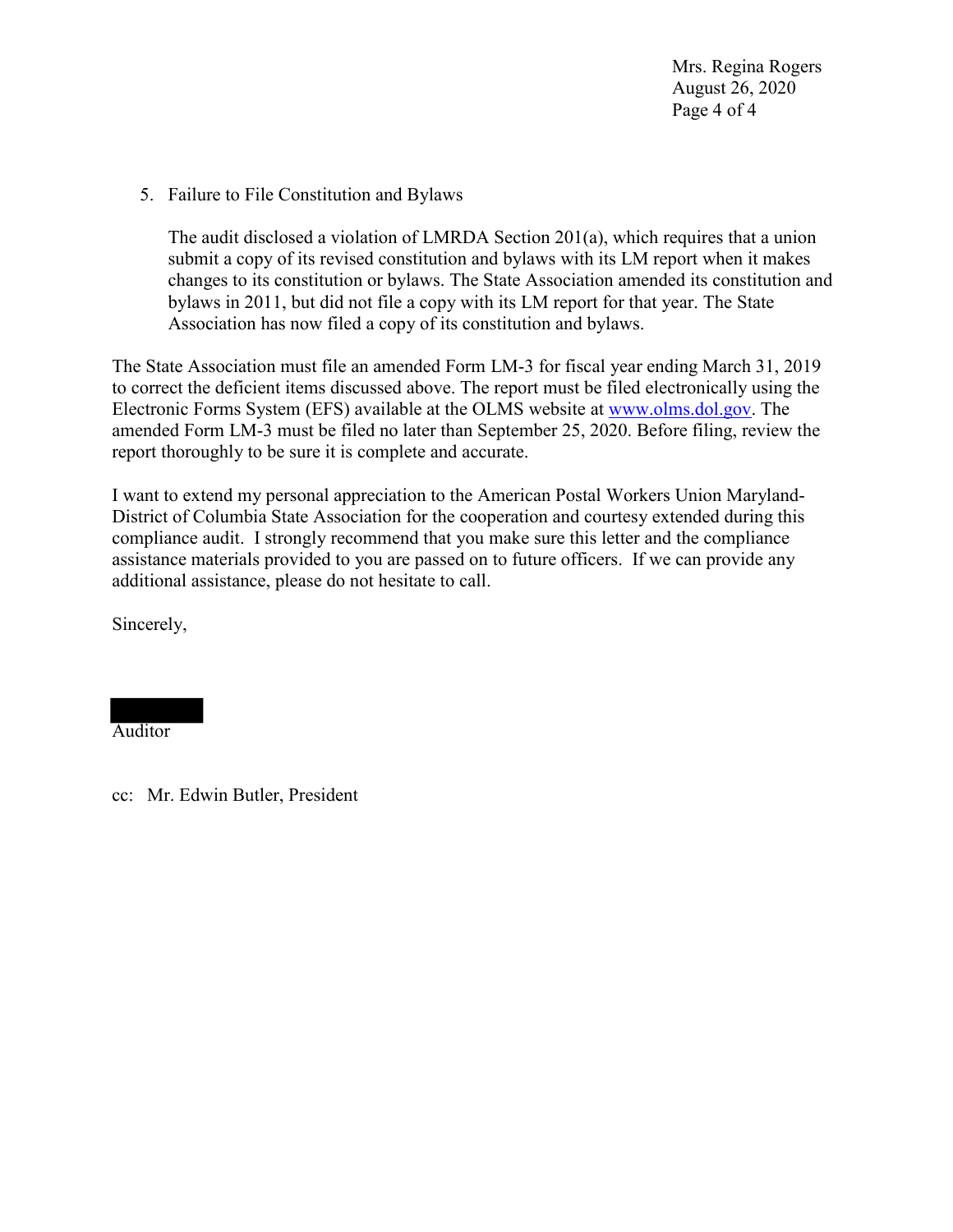5. Failure to File Constitution and Bylaws

   The audit disclosed a violation of LMRDA Section 201(a), which requires that a union submit a copy of its revised constitution and bylaws with its LM report when it makes changes to its constitution or bylaws. The State Association amended its constitution and bylaws in 2011, but did not file a copy with its LM report for that year. The State Association has now filed a copy of its constitution and bylaws.

The State Association must file an amended Form LM-3 for fiscal year ending March 31, 2019 to correct the deficient items discussed above. The report must be filed electronically using the Electronic Forms System (EFS) available at the OLMS website at [www.olms.dol.gov](http://www.olms.dol.gov). The amended Form LM-3 must be filed no later than September 25, 2020. Before filing, review the report thoroughly to be sure it is complete and accurate.

I want to extend my personal appreciation to the American Postal Workers Union Maryland-District of Columbia State Association for the cooperation and courtesy extended during this compliance audit. I strongly recommend that you make sure this letter and the compliance assistance materials provided to you are passed on to future officers. If we can provide any additional assistance, please do not hesitate to call.

Sincerely,

Auditor

cc: Mr. Edwin Butler, President